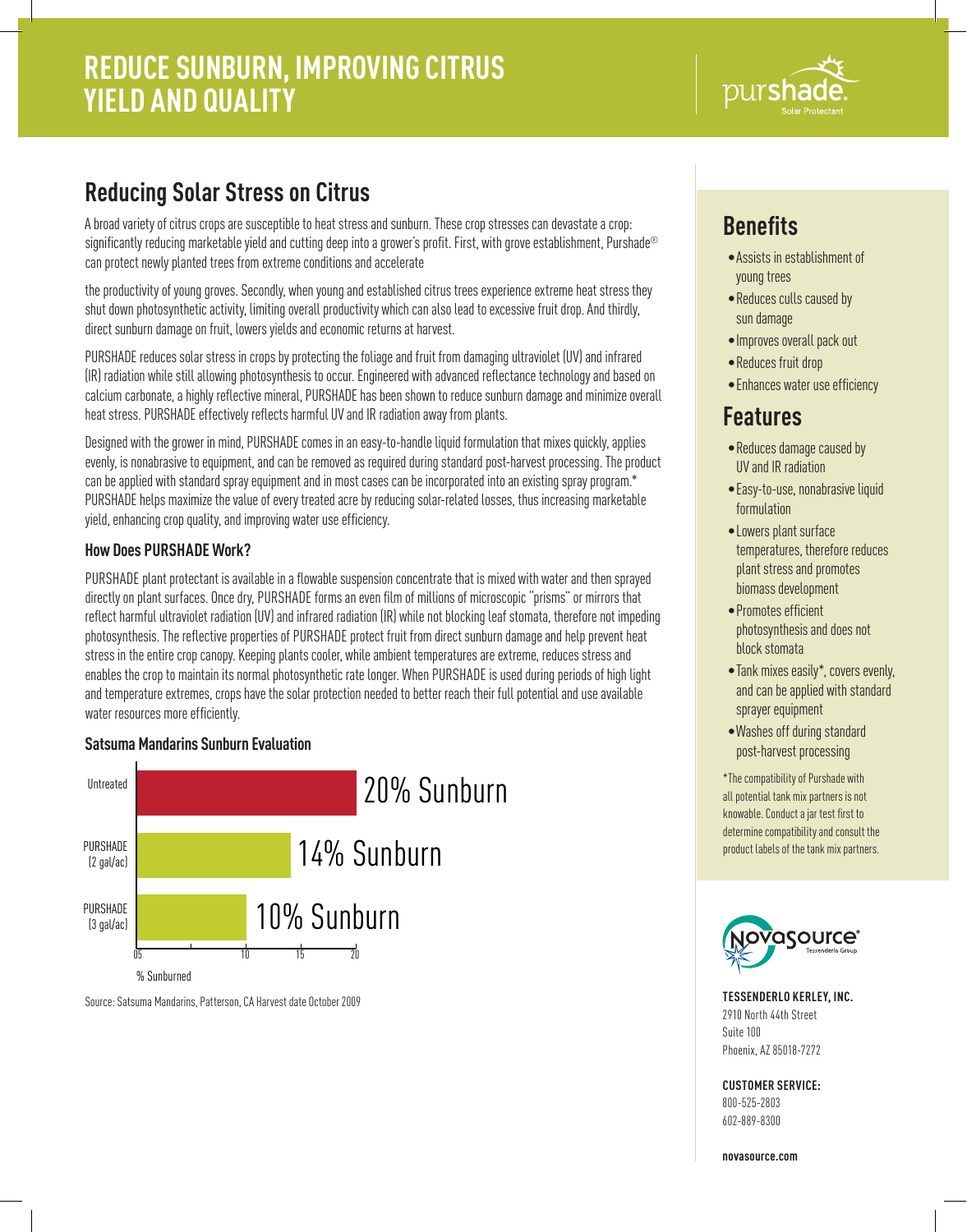# REDUCE SUNBURN, IMPROVING CITRUS YIELD AND QUALITY

purshade. Solar Protectant

## Reducing Solar Stress on Citrus

A broad variety of citrus crops are susceptible to heat stress and sunburn. These crop stresses can devastate a crop: significantly reducing marketable yield and cutting deep into a grower's profit. First, with grove establishment, Purshade® can protect newly planted trees from extreme conditions and accelerate the productivity of young groves. Secondly, when young and established citrus trees experience extreme heat stress they shut down photosynthetic activity, limiting overall productivity which can also lead to excessive fruit drop. And thirdly, direct sunburn damage on fruit, lowers yields and economic returns at harvest.

PURSHADE reduces solar stress in crops by protecting the foliage and fruit from damaging ultraviolet (UV) and infrared (IR) radiation while still allowing photosynthesis to occur. Engineered with advanced reflectance technology and based on calcium carbonate, a highly reflective mineral, PURSHADE has been shown to reduce sunburn damage and minimize overall heat stress. PURSHADE effectively reflects harmful UV and IR radiation away from plants.

Designed with the grower in mind, PURSHADE comes in an easy-to-handle liquid formulation that mixes quickly, applies evenly, is nonabrasive to equipment, and can be removed as required during standard post-harvest processing. The product can be applied with standard spray equipment and in most cases can be incorporated into an existing spray program.* PURSHADE helps maximize the value of every treated acre by reducing solar-related losses, thus increasing marketable yield, enhancing crop quality, and improving water use efficiency.

### How Does PURSHADE Work?

PURSHADE plant protectant is available in a flowable suspension concentrate that is mixed with water and then sprayed directly on plant surfaces. Once dry, PURSHADE forms an even film of millions of microscopic "prisms" or mirrors that reflect harmful ultraviolet radiation (UV) and infrared radiation (IR) while not blocking leaf stomata, therefore not impeding photosynthesis. The reflective properties of PURSHADE protect fruit from direct sunburn damage and help prevent heat stress in the entire crop canopy. Keeping plants cooler, while ambient temperatures are extreme, reduces stress and enables the crop to maintain its normal photosynthetic rate longer. When PURSHADE is used during periods of high light and temperature extremes, crops have the solar protection needed to better reach their full potential and use available water resources more efficiently.

### Satsuma Mandarins Sunburn Evaluation

| Treatment | % Sunburned |
| --- | --- |
| Untreated | 20% Sunburn |
| PURSHADE (2 gal/ac) | 14% Sunburn |
| PURSHADE (3 gal/ac) | 10% Sunburn |

Source: Satsuma Mandarins, Patterson, CA Harvest date October 2009

## Benefits

- Assists in establishment of young trees
- Reduces culls caused by sun damage
- Improves overall pack out
- Reduces fruit drop
- Enhances water use efficiency

## Features

- Reduces damage caused by UV and IR radiation
- Easy-to-use, nonabrasive liquid formulation
- Lowers plant surface temperatures, therefore reduces plant stress and promotes biomass development
- Promotes efficient photosynthesis and does not block stomata
- Tank mixes easily*, covers evenly, and can be applied with standard sprayer equipment
- Washes off during standard post-harvest processing

*The compatibility of Purshade with all potential tank mix partners is not knowable. Conduct a jar test first to determine compatibility and consult the product labels of the tank mix partners.

Novasource® Tessenderlo Group

**TESSENDERLO KERLEY, INC.**
2910 North 44th Street
Suite 100
Phoenix, AZ 85018-7272

**CUSTOMER SERVICE:**
800-525-2803
602-889-8300

**novasource.com**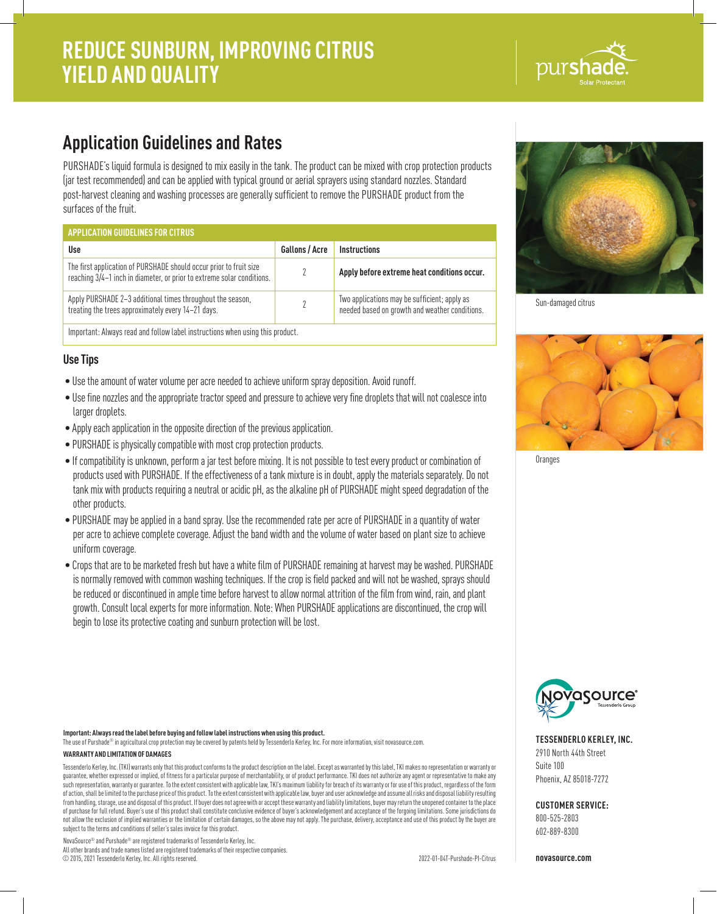# REDUCE SUNBURN, IMPROVING CITRUS YIELD AND QUALITY

purshade. Solar Protectant

## Application Guidelines and Rates

PURSHADE's liquid formula is designed to mix easily in the tank. The product can be mixed with crop protection products (jar test recommended) and can be applied with typical ground or aerial sprayers using standard nozzles. Standard post-harvest cleaning and washing processes are generally sufficient to remove the PURSHADE product from the surfaces of the fruit.

**APPLICATION GUIDELINES FOR CITRUS**

| Use | Gallons / Acre | Instructions |
|---|---|---|
| The first application of PURSHADE should occur prior to fruit size reaching 3/4–1 inch in diameter, or prior to extreme solar conditions. | 2 | **Apply before extreme heat conditions occur.** |
| Apply PURSHADE 2–3 additional times throughout the season, treating the trees approximately every 14–21 days. | 2 | Two applications may be sufficient; apply as needed based on growth and weather conditions. |
| Important: Always read and follow label instructions when using this product. | | |

### Use Tips

- Use the amount of water volume per acre needed to achieve uniform spray deposition. Avoid runoff.
- Use fine nozzles and the appropriate tractor speed and pressure to achieve very fine droplets that will not coalesce into larger droplets.
- Apply each application in the opposite direction of the previous application.
- PURSHADE is physically compatible with most crop protection products.
- If compatibility is unknown, perform a jar test before mixing. It is not possible to test every product or combination of products used with PURSHADE. If the effectiveness of a tank mixture is in doubt, apply the materials separately. Do not tank mix with products requiring a neutral or acidic pH, as the alkaline pH of PURSHADE might speed degradation of the other products.
- PURSHADE may be applied in a band spray. Use the recommended rate per acre of PURSHADE in a quantity of water per acre to achieve complete coverage. Adjust the band width and the volume of water based on plant size to achieve uniform coverage.
- Crops that are to be marketed fresh but have a white film of PURSHADE remaining at harvest may be washed. PURSHADE is normally removed with common washing techniques. If the crop is field packed and will not be washed, sprays should be reduced or discontinued in ample time before harvest to allow normal attrition of the film from wind, rain, and plant growth. Consult local experts for more information. Note: When PURSHADE applications are discontinued, the crop will begin to lose its protective coating and sunburn protection will be lost.

Sun-damaged citrus

Oranges

**Important: Always read the label before buying and follow label instructions when using this product.**
The use of Purshade® in agricultural crop protection may be covered by patents held by Tessenderlo Kerley, Inc. For more information, visit novasource.com.

**WARRANTY AND LIMITATION OF DAMAGES**

Tessenderlo Kerley, Inc. (TKI) warrants only that this product conforms to the product description on the label. Except as warranted by this label, TKI makes no representation or warranty or guarantee, whether expressed or implied, of fitness for a particular purpose of merchantability, or of product performance. TKI does not authorize any agent or representative to make any such representation, warranty or guarantee. To the extent consistent with applicable law, TKI's maximum liability for breach of its warranty or for use of this product, regardless of the form of action, shall be limited to the purchase price of this product. To the extent consistent with applicable law, buyer and user acknowledge and assume all risks and disposal liability resulting from handling, storage, use and disposal of this product. If buyer does not agree with or accept these warranty and liability limitations, buyer may return the unopened container to the place of purchase for full refund. Buyer's use of this product shall constitute conclusive evidence of buyer's acknowledgement and acceptance of the forgoing limitations. Some jurisdictions do not allow the exclusion of implied warranties or the limitation of certain damages, so the above may not apply. The purchase, delivery, acceptance and use of this product by the buyer are subject to the terms and conditions of seller's sales invoice for this product.

NovaSource® and Purshade® are registered trademarks of Tessenderlo Kerley, Inc.
All other brands and trade names listed are registered trademarks of their respective companies.
© 2015, 2021 Tessenderlo Kerley, Inc. All rights reserved.

2022-01-04T-Purshade-PI-Citrus

NovaSource® Tessenderlo Group

**TESSENDERLO KERLEY, INC.**
2910 North 44th Street
Suite 100
Phoenix, AZ 85018-7272

**CUSTOMER SERVICE:**
800-525-2803
602-889-8300

**novasource.com**